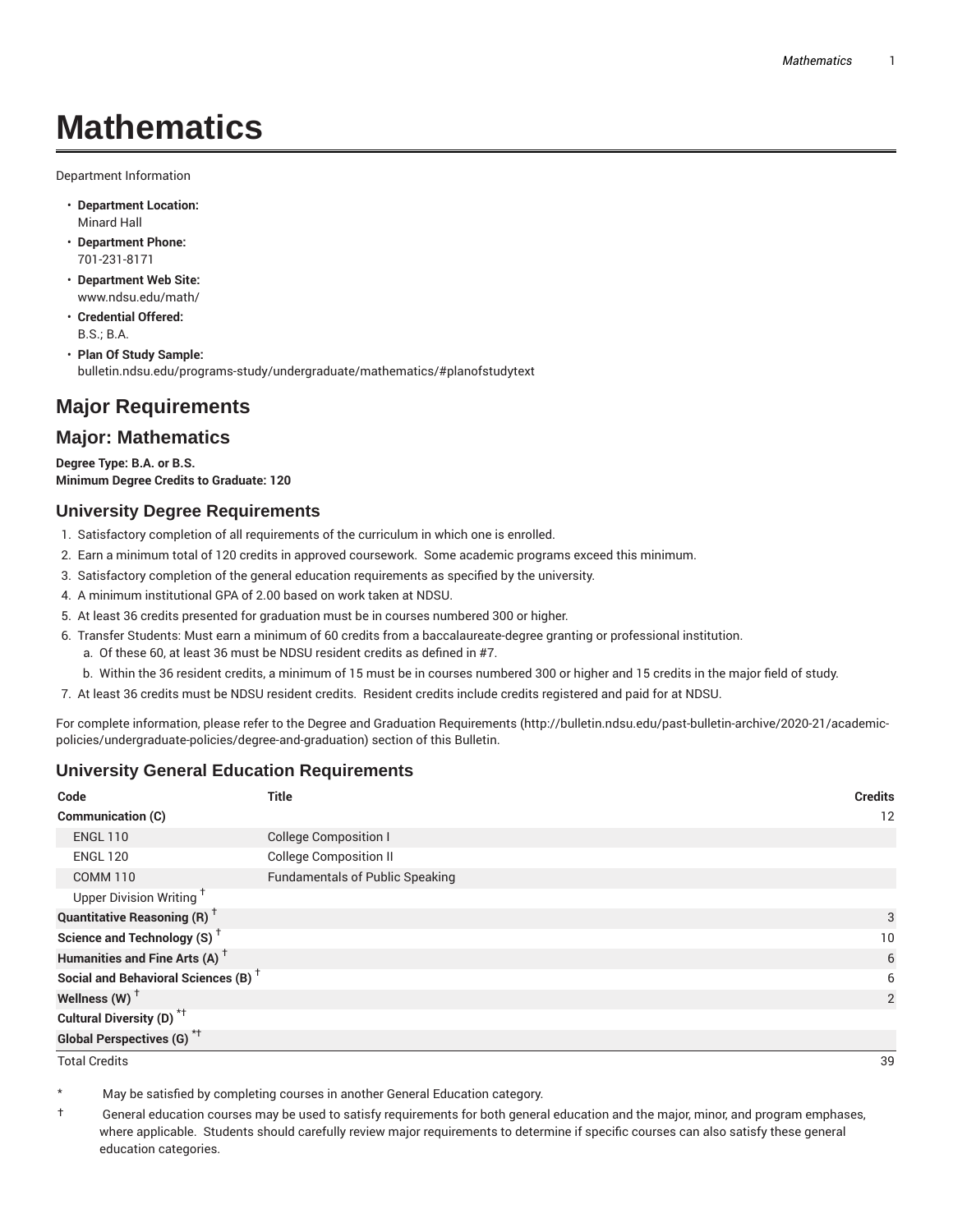# Mathematics

Department Information

- **Department Location:**
  Minard Hall
- **Department Phone:**
  701-231-8171
- **Department Web Site:**
  www.ndsu.edu/math/
- **Credential Offered:**
  B.S.; B.A.
- **Plan Of Study Sample:**
  bulletin.ndsu.edu/programs-study/undergraduate/mathematics/#planofstudytext

## Major Requirements

## Major: Mathematics

**Degree Type: B.A. or B.S.**
**Minimum Degree Credits to Graduate: 120**

### University Degree Requirements

1. Satisfactory completion of all requirements of the curriculum in which one is enrolled.
2. Earn a minimum total of 120 credits in approved coursework. Some academic programs exceed this minimum.
3. Satisfactory completion of the general education requirements as specified by the university.
4. A minimum institutional GPA of 2.00 based on work taken at NDSU.
5. At least 36 credits presented for graduation must be in courses numbered 300 or higher.
6. Transfer Students: Must earn a minimum of 60 credits from a baccalaureate-degree granting or professional institution.
   a. Of these 60, at least 36 must be NDSU resident credits as defined in #7.
   b. Within the 36 resident credits, a minimum of 15 must be in courses numbered 300 or higher and 15 credits in the major field of study.
7. At least 36 credits must be NDSU resident credits. Resident credits include credits registered and paid for at NDSU.

For complete information, please refer to the Degree and Graduation Requirements (http://bulletin.ndsu.edu/past-bulletin-archive/2020-21/academic-policies/undergraduate-policies/degree-and-graduation) section of this Bulletin.

### University General Education Requirements

| Code | Title | Credits |
|---|---|---|
| **Communication (C)** | | 12 |
| ENGL 110 | College Composition I | |
| ENGL 120 | College Composition II | |
| COMM 110 | Fundamentals of Public Speaking | |
| Upper Division Writing † | | |
| **Quantitative Reasoning (R) †** | | 3 |
| **Science and Technology (S) †** | | 10 |
| **Humanities and Fine Arts (A) †** | | 6 |
| **Social and Behavioral Sciences (B) †** | | 6 |
| **Wellness (W) †** | | 2 |
| **Cultural Diversity (D) *†** | | |
| **Global Perspectives (G) *†** | | |
| Total Credits | | 39 |

\* May be satisfied by completing courses in another General Education category.

† General education courses may be used to satisfy requirements for both general education and the major, minor, and program emphases, where applicable. Students should carefully review major requirements to determine if specific courses can also satisfy these general education categories.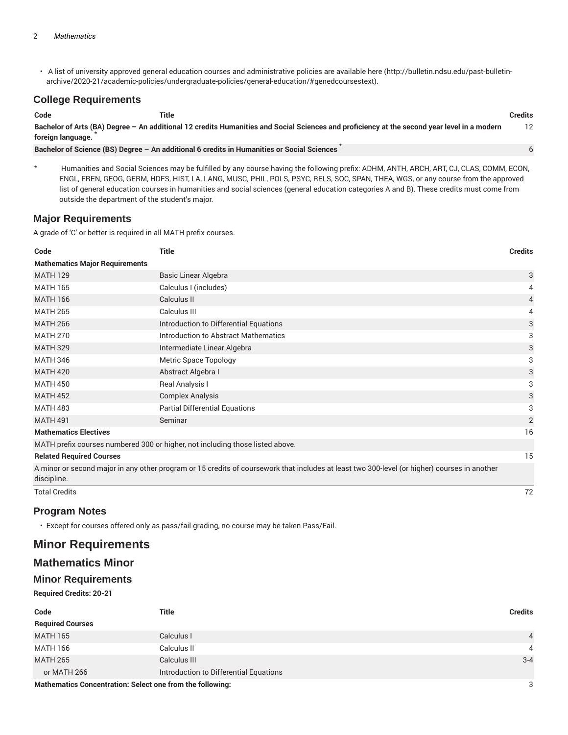- A list of university approved general education courses and administrative policies are available here (http://bulletin.ndsu.edu/past-bulletin-archive/2020-21/academic-policies/undergraduate-policies/general-education/#genedcoursestext).

## College Requirements

| Code | Title | Credits |
|---|---|---|
| **Bachelor of Arts (BA) Degree – An additional 12 credits Humanities and Social Sciences and proficiency at the second year level in a modern foreign language.** * | | 12 |
| **Bachelor of Science (BS) Degree – An additional 6 credits in Humanities or Social Sciences** * | | 6 |

\* Humanities and Social Sciences may be fulfilled by any course having the following prefix: ADHM, ANTH, ARCH, ART, CJ, CLAS, COMM, ECON, ENGL, FREN, GEOG, GERM, HDFS, HIST, LA, LANG, MUSC, PHIL, POLS, PSYC, RELS, SOC, SPAN, THEA, WGS, or any course from the approved list of general education courses in humanities and social sciences (general education categories A and B). These credits must come from outside the department of the student's major.

## Major Requirements

A grade of 'C' or better is required in all MATH prefix courses.

| Code | Title | Credits |
|---|---|---|
| **Mathematics Major Requirements** | | |
| MATH 129 | Basic Linear Algebra | 3 |
| MATH 165 | Calculus I (includes) | 4 |
| MATH 166 | Calculus II | 4 |
| MATH 265 | Calculus III | 4 |
| MATH 266 | Introduction to Differential Equations | 3 |
| MATH 270 | Introduction to Abstract Mathematics | 3 |
| MATH 329 | Intermediate Linear Algebra | 3 |
| MATH 346 | Metric Space Topology | 3 |
| MATH 420 | Abstract Algebra I | 3 |
| MATH 450 | Real Analysis I | 3 |
| MATH 452 | Complex Analysis | 3 |
| MATH 483 | Partial Differential Equations | 3 |
| MATH 491 | Seminar | 2 |
| **Mathematics Electives** | | 16 |
| MATH prefix courses numbered 300 or higher, not including those listed above. | | |
| **Related Required Courses** | | 15 |
| A minor or second major in any other program or 15 credits of coursework that includes at least two 300-level (or higher) courses in another discipline. | | |
| Total Credits | | 72 |

## Program Notes

- Except for courses offered only as pass/fail grading, no course may be taken Pass/Fail.

# Minor Requirements

## Mathematics Minor

### Minor Requirements

**Required Credits: 20-21**

| Code | Title | Credits |
|---|---|---|
| **Required Courses** | | |
| MATH 165 | Calculus I | 4 |
| MATH 166 | Calculus II | 4 |
| MATH 265 | Calculus III | 3-4 |
| or MATH 266 | Introduction to Differential Equations | |
| **Mathematics Concentration: Select one from the following:** | | 3 |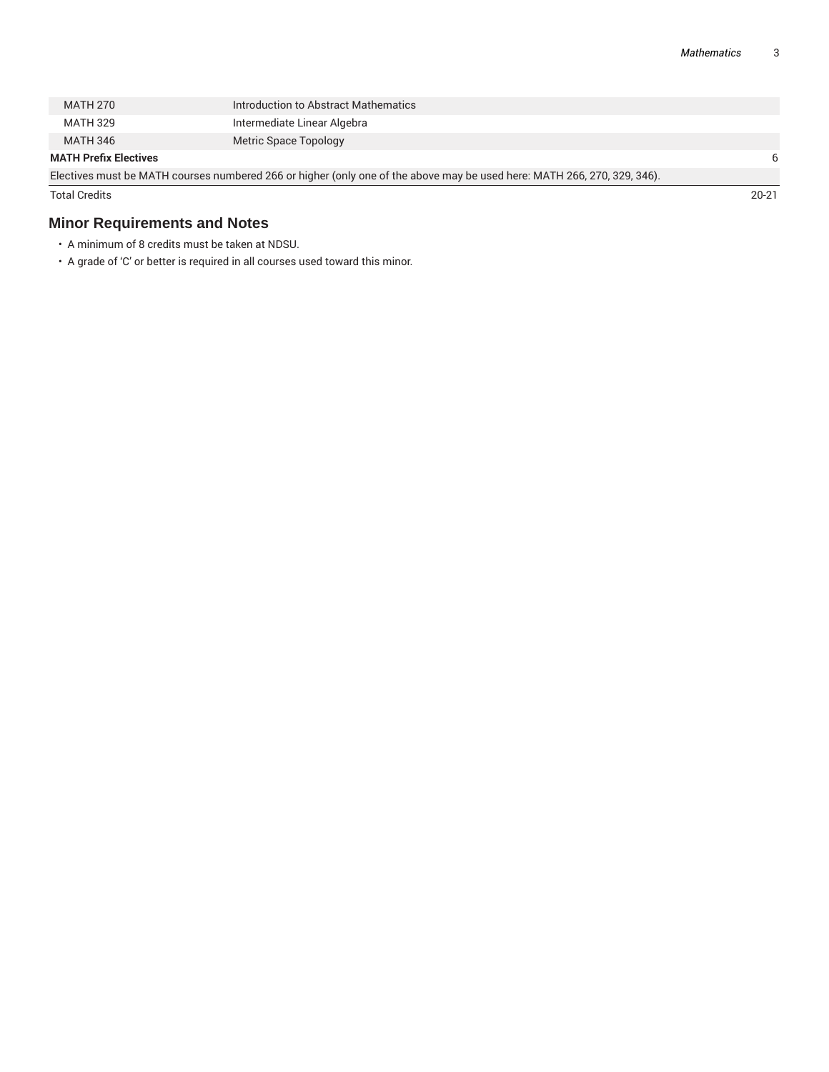| | | |
|---|---|---|
| MATH 270 | Introduction to Abstract Mathematics | |
| MATH 329 | Intermediate Linear Algebra | |
| MATH 346 | Metric Space Topology | |
| **MATH Prefix Electives** | | 6 |
| Electives must be MATH courses numbered 266 or higher (only one of the above may be used here: MATH 266, 270, 329, 346). | | |
| Total Credits | | 20-21 |

## Minor Requirements and Notes

- A minimum of 8 credits must be taken at NDSU.
- A grade of 'C' or better is required in all courses used toward this minor.